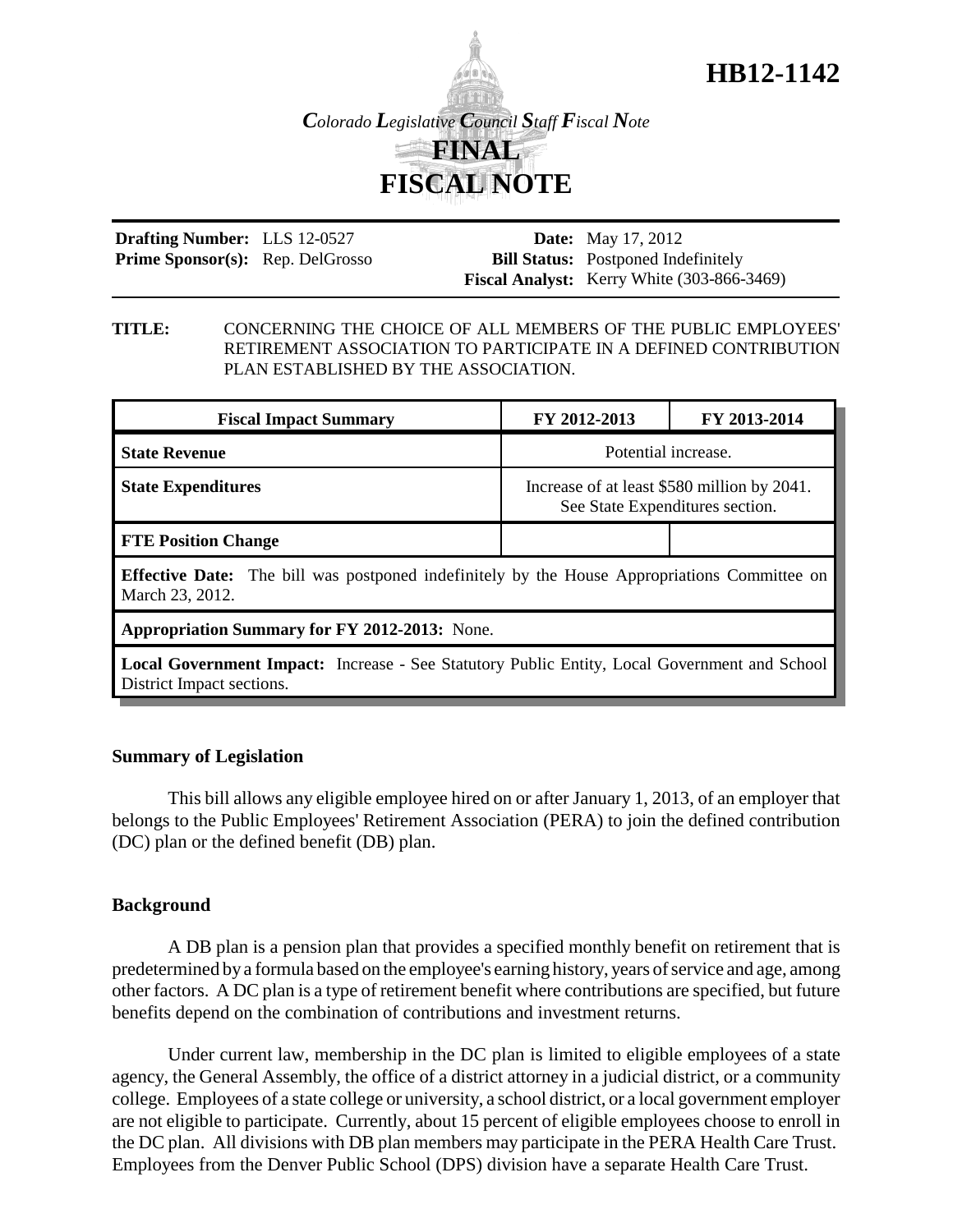# HB12-1142

*Colorado Legislative Council Staff Fiscal Note*

## FINAL FISCAL NOTE

| | | | |
|---|---|---|---|
| **Drafting Number:** | LLS 12-0527 | **Date:** | May 17, 2012 |
| **Prime Sponsor(s):** | Rep. DelGrosso | **Bill Status:** | Postponed Indefinitely |
| | | **Fiscal Analyst:** | Kerry White (303-866-3469) |

**TITLE:** CONCERNING THE CHOICE OF ALL MEMBERS OF THE PUBLIC EMPLOYEES' RETIREMENT ASSOCIATION TO PARTICIPATE IN A DEFINED CONTRIBUTION PLAN ESTABLISHED BY THE ASSOCIATION.

| Fiscal Impact Summary | FY 2012-2013 | FY 2013-2014 |
|---|---|---|
| **State Revenue** | Potential increase. | |
| **State Expenditures** | Increase of at least $580 million by 2041. See State Expenditures section. | |
| **FTE Position Change** | | |
| **Effective Date:** The bill was postponed indefinitely by the House Appropriations Committee on March 23, 2012. | | |
| **Appropriation Summary for FY 2012-2013:** None. | | |
| **Local Government Impact:** Increase - See Statutory Public Entity, Local Government and School District Impact sections. | | |

### Summary of Legislation

This bill allows any eligible employee hired on or after January 1, 2013, of an employer that belongs to the Public Employees' Retirement Association (PERA) to join the defined contribution (DC) plan or the defined benefit (DB) plan.

### Background

A DB plan is a pension plan that provides a specified monthly benefit on retirement that is predetermined by a formula based on the employee's earning history, years of service and age, among other factors. A DC plan is a type of retirement benefit where contributions are specified, but future benefits depend on the combination of contributions and investment returns.

Under current law, membership in the DC plan is limited to eligible employees of a state agency, the General Assembly, the office of a district attorney in a judicial district, or a community college. Employees of a state college or university, a school district, or a local government employer are not eligible to participate. Currently, about 15 percent of eligible employees choose to enroll in the DC plan. All divisions with DB plan members may participate in the PERA Health Care Trust. Employees from the Denver Public School (DPS) division have a separate Health Care Trust.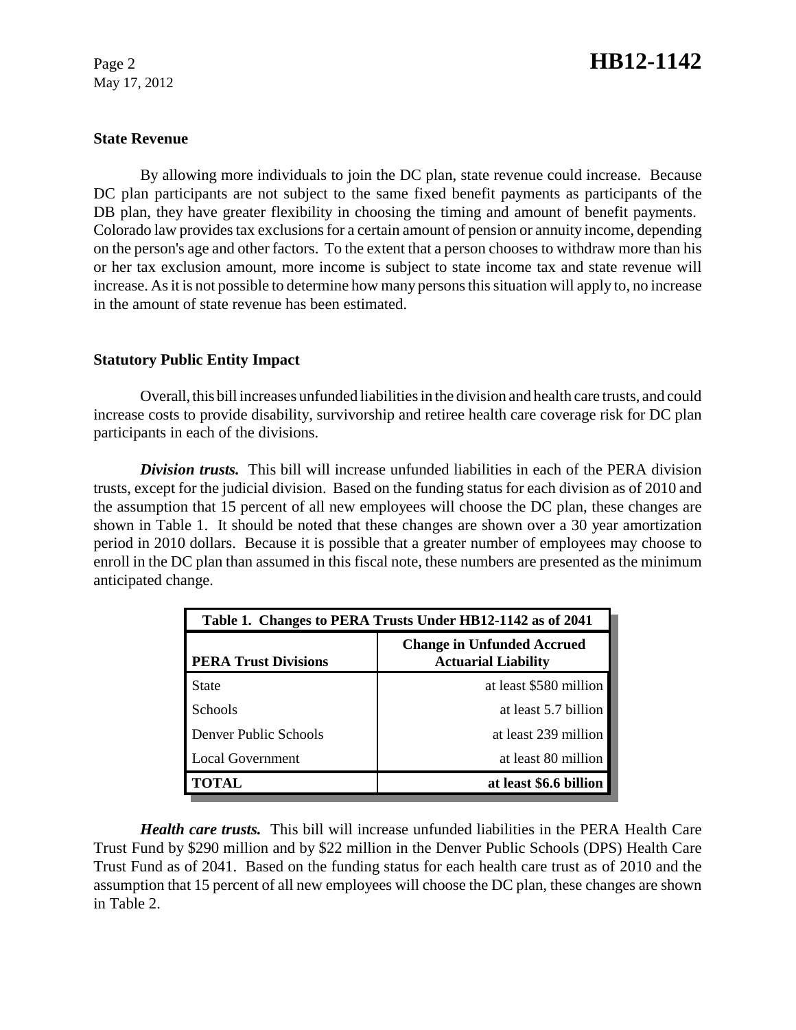### State Revenue

By allowing more individuals to join the DC plan, state revenue could increase. Because DC plan participants are not subject to the same fixed benefit payments as participants of the DB plan, they have greater flexibility in choosing the timing and amount of benefit payments. Colorado law provides tax exclusions for a certain amount of pension or annuity income, depending on the person's age and other factors. To the extent that a person chooses to withdraw more than his or her tax exclusion amount, more income is subject to state income tax and state revenue will increase. As it is not possible to determine how many persons this situation will apply to, no increase in the amount of state revenue has been estimated.

### Statutory Public Entity Impact

Overall, this bill increases unfunded liabilities in the division and health care trusts, and could increase costs to provide disability, survivorship and retiree health care coverage risk for DC plan participants in each of the divisions.

***Division trusts.*** This bill will increase unfunded liabilities in each of the PERA division trusts, except for the judicial division. Based on the funding status for each division as of 2010 and the assumption that 15 percent of all new employees will choose the DC plan, these changes are shown in Table 1. It should be noted that these changes are shown over a 30 year amortization period in 2010 dollars. Because it is possible that a greater number of employees may choose to enroll in the DC plan than assumed in this fiscal note, these numbers are presented as the minimum anticipated change.

**Table 1. Changes to PERA Trusts Under HB12-1142 as of 2041**

| PERA Trust Divisions | Change in Unfunded Accrued Actuarial Liability |
|---|---|
| State | at least $580 million |
| Schools | at least 5.7 billion |
| Denver Public Schools | at least 239 million |
| Local Government | at least 80 million |
| **TOTAL** | **at least $6.6 billion** |

***Health care trusts.*** This bill will increase unfunded liabilities in the PERA Health Care Trust Fund by $290 million and by $22 million in the Denver Public Schools (DPS) Health Care Trust Fund as of 2041. Based on the funding status for each health care trust as of 2010 and the assumption that 15 percent of all new employees will choose the DC plan, these changes are shown in Table 2.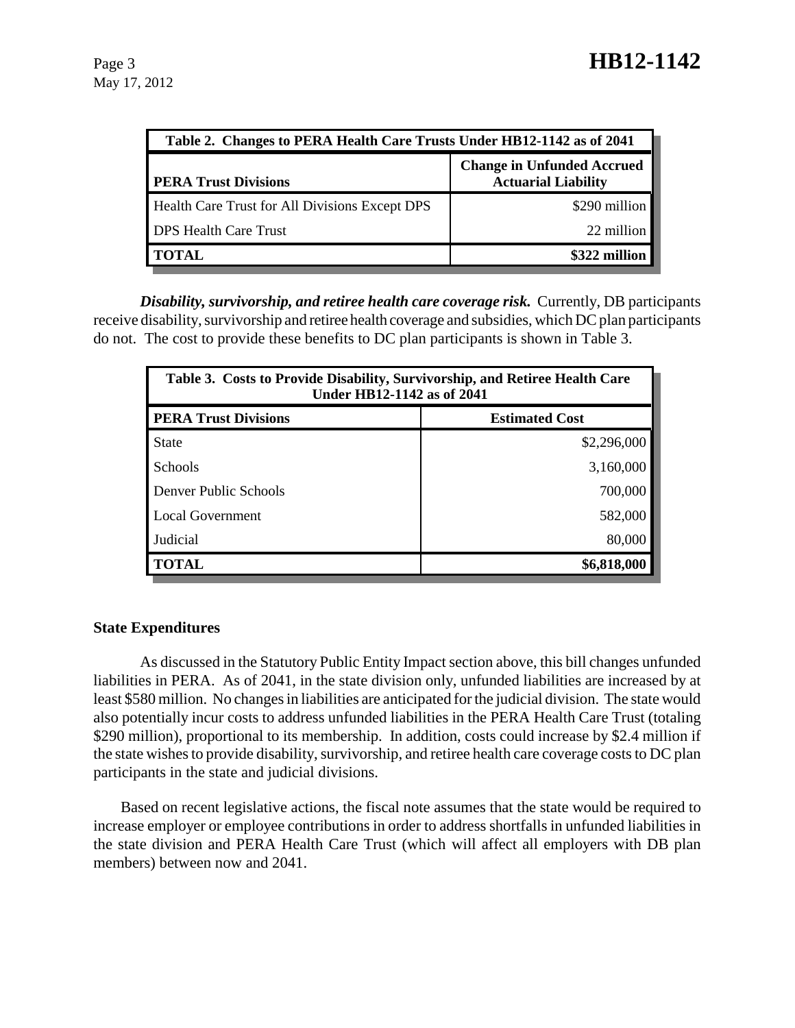| Table 2. Changes to PERA Health Care Trusts Under HB12-1142 as of 2041 | |
|---|---|
| **PERA Trust Divisions** | **Change in Unfunded Accrued Actuarial Liability** |
| Health Care Trust for All Divisions Except DPS | \$290 million |
| DPS Health Care Trust | 22 million |
| **TOTAL** | **\$322 million** |

***Disability, survivorship, and retiree health care coverage risk.*** Currently, DB participants receive disability, survivorship and retiree health coverage and subsidies, which DC plan participants do not. The cost to provide these benefits to DC plan participants is shown in Table 3.

| Table 3. Costs to Provide Disability, Survivorship, and Retiree Health Care Under HB12-1142 as of 2041 | |
|---|---|
| **PERA Trust Divisions** | **Estimated Cost** |
| State | \$2,296,000 |
| Schools | 3,160,000 |
| Denver Public Schools | 700,000 |
| Local Government | 582,000 |
| Judicial | 80,000 |
| **TOTAL** | **\$6,818,000** |

**State Expenditures**

As discussed in the Statutory Public Entity Impact section above, this bill changes unfunded liabilities in PERA. As of 2041, in the state division only, unfunded liabilities are increased by at least \$580 million. No changes in liabilities are anticipated for the judicial division. The state would also potentially incur costs to address unfunded liabilities in the PERA Health Care Trust (totaling \$290 million), proportional to its membership. In addition, costs could increase by \$2.4 million if the state wishes to provide disability, survivorship, and retiree health care coverage costs to DC plan participants in the state and judicial divisions.

Based on recent legislative actions, the fiscal note assumes that the state would be required to increase employer or employee contributions in order to address shortfalls in unfunded liabilities in the state division and PERA Health Care Trust (which will affect all employers with DB plan members) between now and 2041.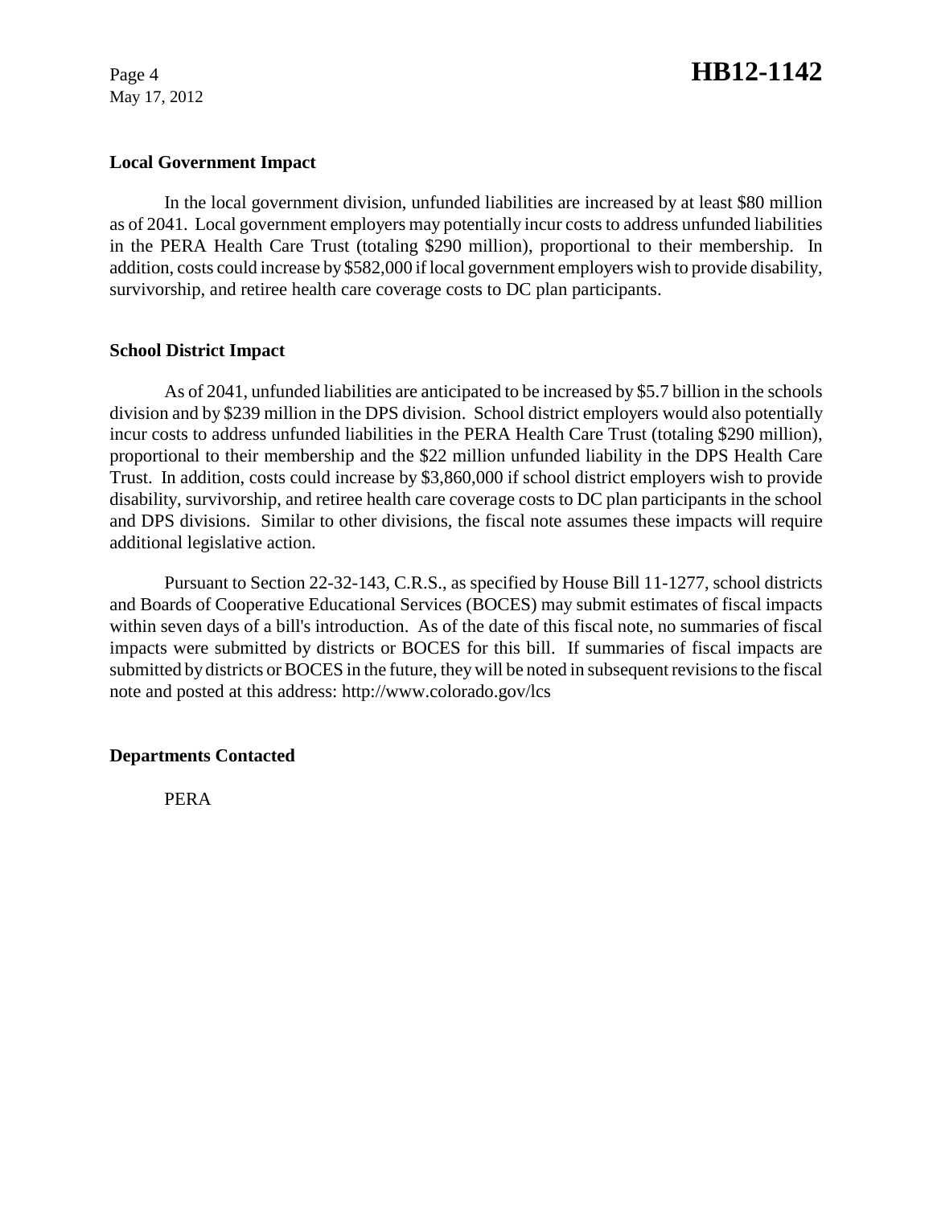**Local Government Impact**

In the local government division, unfunded liabilities are increased by at least $80 million as of 2041. Local government employers may potentially incur costs to address unfunded liabilities in the PERA Health Care Trust (totaling $290 million), proportional to their membership. In addition, costs could increase by $582,000 if local government employers wish to provide disability, survivorship, and retiree health care coverage costs to DC plan participants.

**School District Impact**

As of 2041, unfunded liabilities are anticipated to be increased by $5.7 billion in the schools division and by $239 million in the DPS division. School district employers would also potentially incur costs to address unfunded liabilities in the PERA Health Care Trust (totaling $290 million), proportional to their membership and the $22 million unfunded liability in the DPS Health Care Trust. In addition, costs could increase by $3,860,000 if school district employers wish to provide disability, survivorship, and retiree health care coverage costs to DC plan participants in the school and DPS divisions. Similar to other divisions, the fiscal note assumes these impacts will require additional legislative action.

Pursuant to Section 22-32-143, C.R.S., as specified by House Bill 11-1277, school districts and Boards of Cooperative Educational Services (BOCES) may submit estimates of fiscal impacts within seven days of a bill's introduction. As of the date of this fiscal note, no summaries of fiscal impacts were submitted by districts or BOCES for this bill. If summaries of fiscal impacts are submitted by districts or BOCES in the future, they will be noted in subsequent revisions to the fiscal note and posted at this address: http://www.colorado.gov/lcs

**Departments Contacted**

PERA